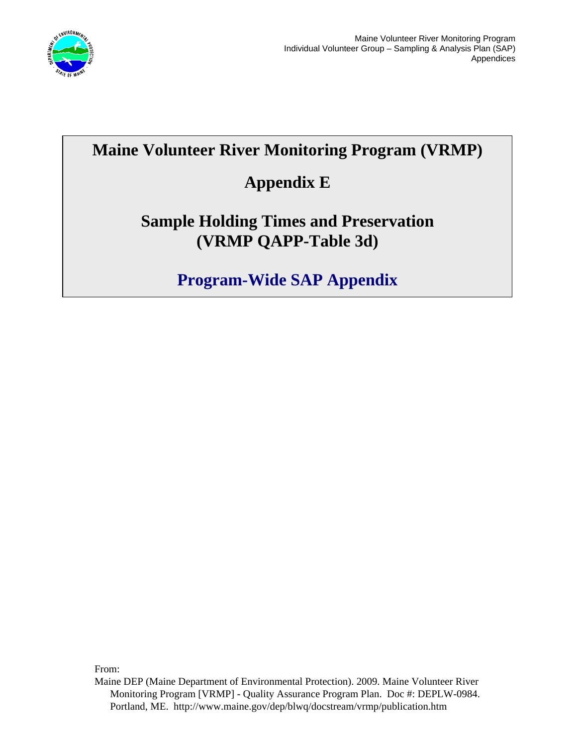# Maine Volunteer River Monitoring Program (VRMP)

## Appendix E

## Sample Holding Times and Preservation (VRMP QAPP-Table 3d)

## Program-Wide SAP Appendix

From:

Maine DEP (Maine Department of Environmental Protection). 2009. Maine Volunteer River Monitoring Program [VRMP] - Quality Assurance Program Plan. Doc #: DEPLW-0984. Portland, ME. http://www.maine.gov/dep/blwq/docstream/vrmp/publication.htm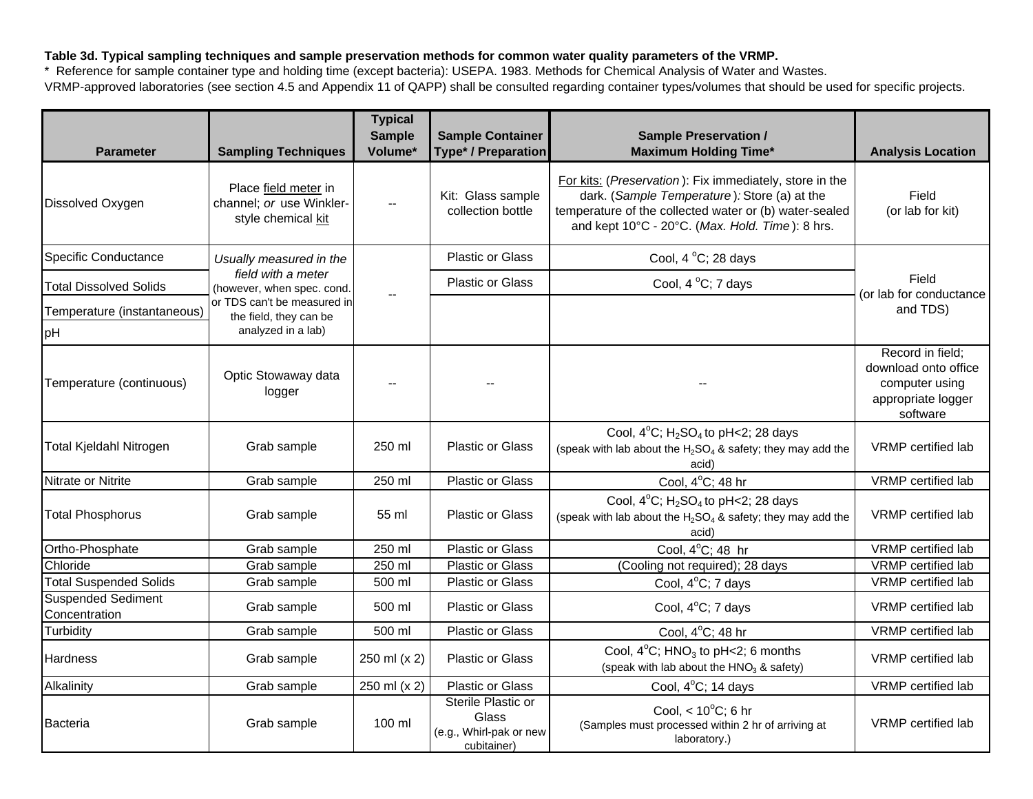**Table 3d. Typical sampling techniques and sample preservation methods for common water quality parameters of the VRMP.**

\* Reference for sample container type and holding time (except bacteria): USEPA. 1983. Methods for Chemical Analysis of Water and Wastes.

VRMP-approved laboratories (see section 4.5 and Appendix 11 of QAPP) shall be consulted regarding container types/volumes that should be used for specific projects.

| Parameter | Sampling Techniques | Typical Sample Volume* | Sample Container Type* / Preparation | Sample Preservation / Maximum Holding Time* | Analysis Location |
|---|---|---|---|---|---|
| Dissolved Oxygen | Place field meter in channel; *or* use Winkler-style chemical kit | -- | Kit: Glass sample collection bottle | For kits: (*Preservation*): Fix immediately, store in the dark. (*Sample Temperature*): Store (a) at the temperature of the collected water or (b) water-sealed and kept 10°C - 20°C. (*Max. Hold. Time*): 8 hrs. | Field (or lab for kit) |
| Specific Conductance | *Usually measured in the field with a meter* (however, when spec. cond. or TDS can't be measured in the field, they can be analyzed in a lab) | -- | Plastic or Glass | Cool, 4 $^oC$; 28 days | Field (or lab for conductance and TDS) |
| Total Dissolved Solids | | | Plastic or Glass | Cool, 4 $^oC$; 7 days | |
| Temperature (instantaneous) | | | | | |
| pH | | | | | |
| Temperature (continuous) | Optic Stowaway data logger | -- | -- | -- | Record in field; download onto office computer using appropriate logger software |
| Total Kjeldahl Nitrogen | Grab sample | 250 ml | Plastic or Glass | Cool, 4$^oC$; $H_2SO_4$ to pH<2; 28 days (speak with lab about the $H_2SO_4$ & safety; they may add the acid) | VRMP certified lab |
| Nitrate or Nitrite | Grab sample | 250 ml | Plastic or Glass | Cool, 4$^oC$; 48 hr | VRMP certified lab |
| Total Phosphorus | Grab sample | 55 ml | Plastic or Glass | Cool, 4$^oC$; $H_2SO_4$ to pH<2; 28 days (speak with lab about the $H_2SO_4$ & safety; they may add the acid) | VRMP certified lab |
| Ortho-Phosphate | Grab sample | 250 ml | Plastic or Glass | Cool, 4$^oC$; 48 hr | VRMP certified lab |
| Chloride | Grab sample | 250 ml | Plastic or Glass | (Cooling not required); 28 days | VRMP certified lab |
| Total Suspended Solids | Grab sample | 500 ml | Plastic or Glass | Cool, 4$^oC$; 7 days | VRMP certified lab |
| Suspended Sediment Concentration | Grab sample | 500 ml | Plastic or Glass | Cool, 4$^oC$; 7 days | VRMP certified lab |
| Turbidity | Grab sample | 500 ml | Plastic or Glass | Cool, 4$^oC$; 48 hr | VRMP certified lab |
| Hardness | Grab sample | 250 ml (x 2) | Plastic or Glass | Cool, 4$^oC$; $HNO_3$ to pH<2; 6 months (speak with lab about the $HNO_3$ & safety) | VRMP certified lab |
| Alkalinity | Grab sample | 250 ml (x 2) | Plastic or Glass | Cool, 4$^oC$; 14 days | VRMP certified lab |
| Bacteria | Grab sample | 100 ml | Sterile Plastic or Glass (e.g., Whirl-pak or new cubitainer) | Cool, < 10$^oC$; 6 hr (Samples must processed within 2 hr of arriving at laboratory.) | VRMP certified lab |